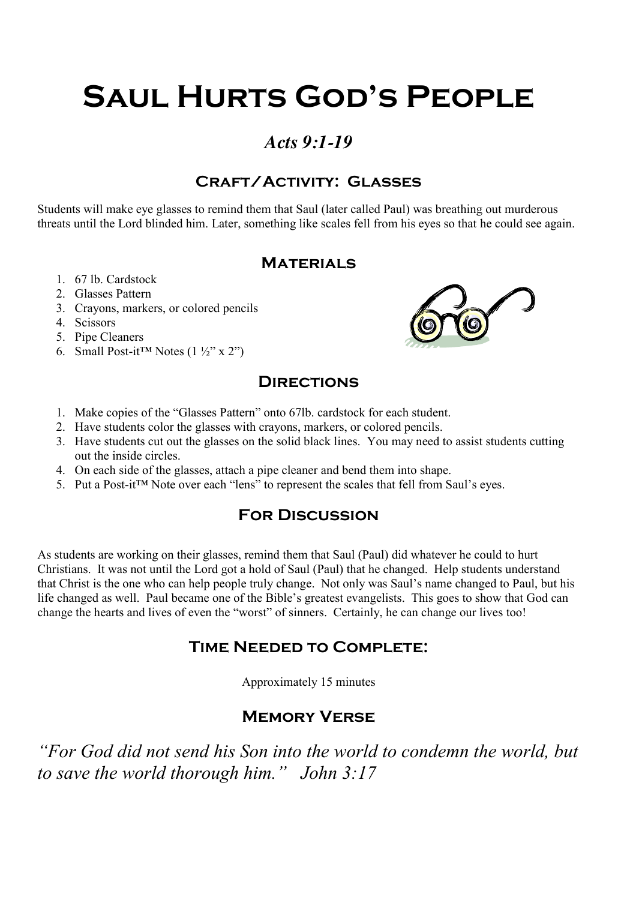# Saul Hurts God's People

## *Acts 9:1-19*

### Craft/Activity: Glasses

Students will make eye glasses to remind them that Saul (later called Paul) was breathing out murderous threats until the Lord blinded him. Later, something like scales fell from his eyes so that he could see again.

### Materials

1. 67 lb. Cardstock
2. Glasses Pattern
3. Crayons, markers, or colored pencils
4. Scissors
5. Pipe Cleaners
6. Small Post-it™ Notes (1 ½" x 2")

### Directions

1. Make copies of the "Glasses Pattern" onto 67lb. cardstock for each student.
2. Have students color the glasses with crayons, markers, or colored pencils.
3. Have students cut out the glasses on the solid black lines. You may need to assist students cutting out the inside circles.
4. On each side of the glasses, attach a pipe cleaner and bend them into shape.
5. Put a Post-it™ Note over each "lens" to represent the scales that fell from Saul's eyes.

### For Discussion

As students are working on their glasses, remind them that Saul (Paul) did whatever he could to hurt Christians. It was not until the Lord got a hold of Saul (Paul) that he changed. Help students understand that Christ is the one who can help people truly change. Not only was Saul's name changed to Paul, but his life changed as well. Paul became one of the Bible's greatest evangelists. This goes to show that God can change the hearts and lives of even the "worst" of sinners. Certainly, he can change our lives too!

### Time Needed to Complete:

Approximately 15 minutes

### Memory Verse

*"For God did not send his Son into the world to condemn the world, but to save the world thorough him." John 3:17*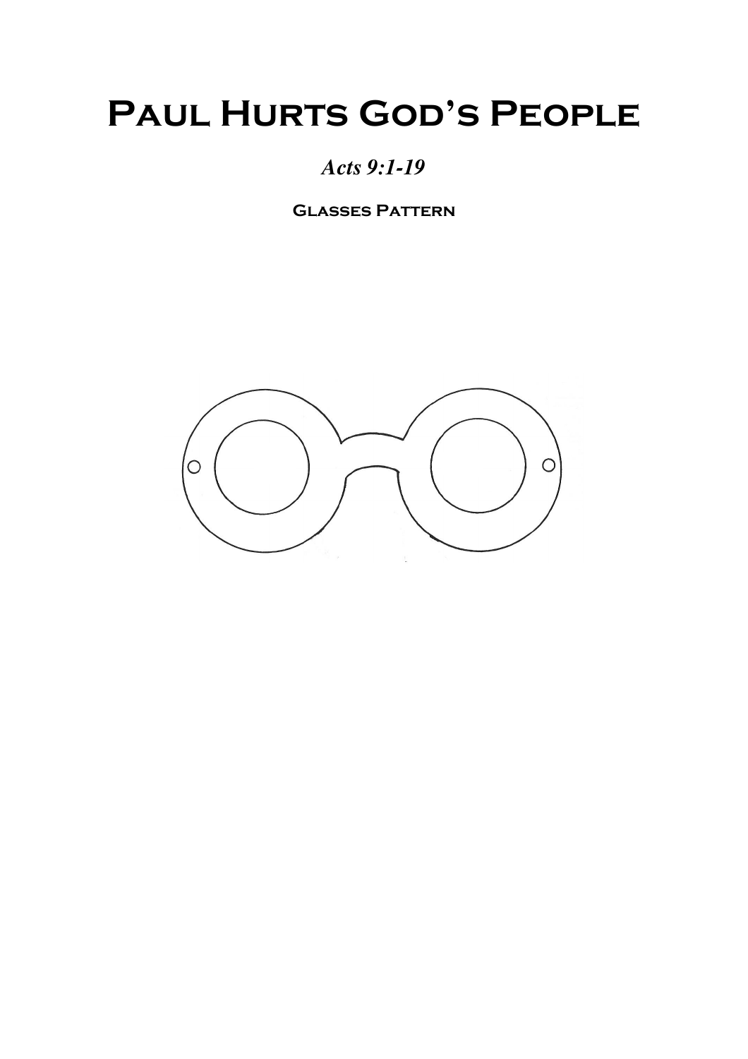# Paul Hurts God's People

*Acts 9:1-19*

**Glasses Pattern**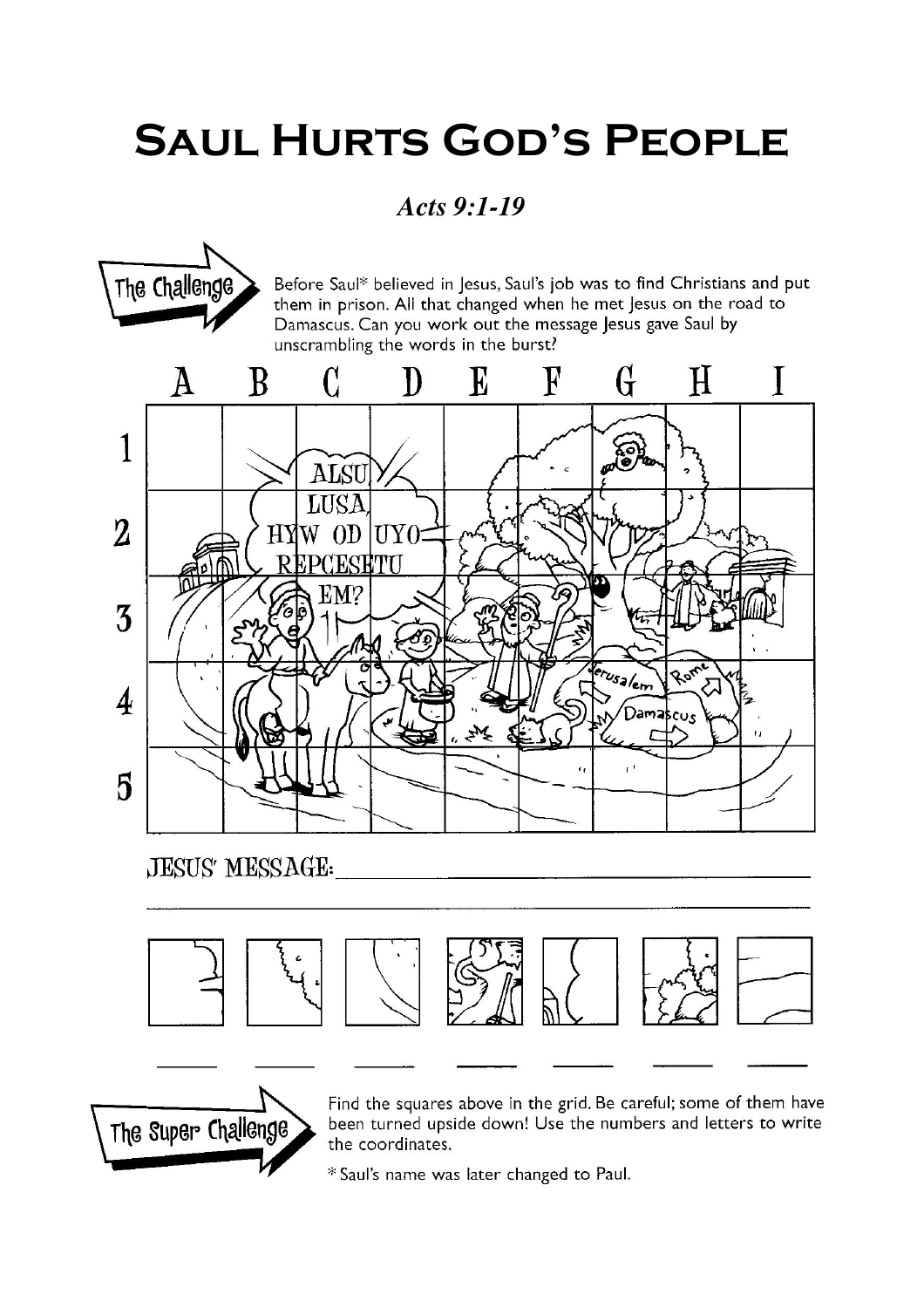# Saul Hurts God's People

*Acts 9:1-19*

**The Challenge**

Before Saul* believed in Jesus, Saul's job was to find Christians and put them in prison. All that changed when he met Jesus on the road to Damascus. Can you work out the message Jesus gave Saul by unscrambling the words in the burst?

ALSU
LUSA,
HYW OD UYO
REPCESETU
EM?

JESUS' MESSAGE: ________________________________________

________________________________________________________

___ ___ ___ ___ ___ ___ ___

**The Super Challenge**

Find the squares above in the grid. Be careful; some of them have been turned upside down! Use the numbers and letters to write the coordinates.

\* Saul's name was later changed to Paul.